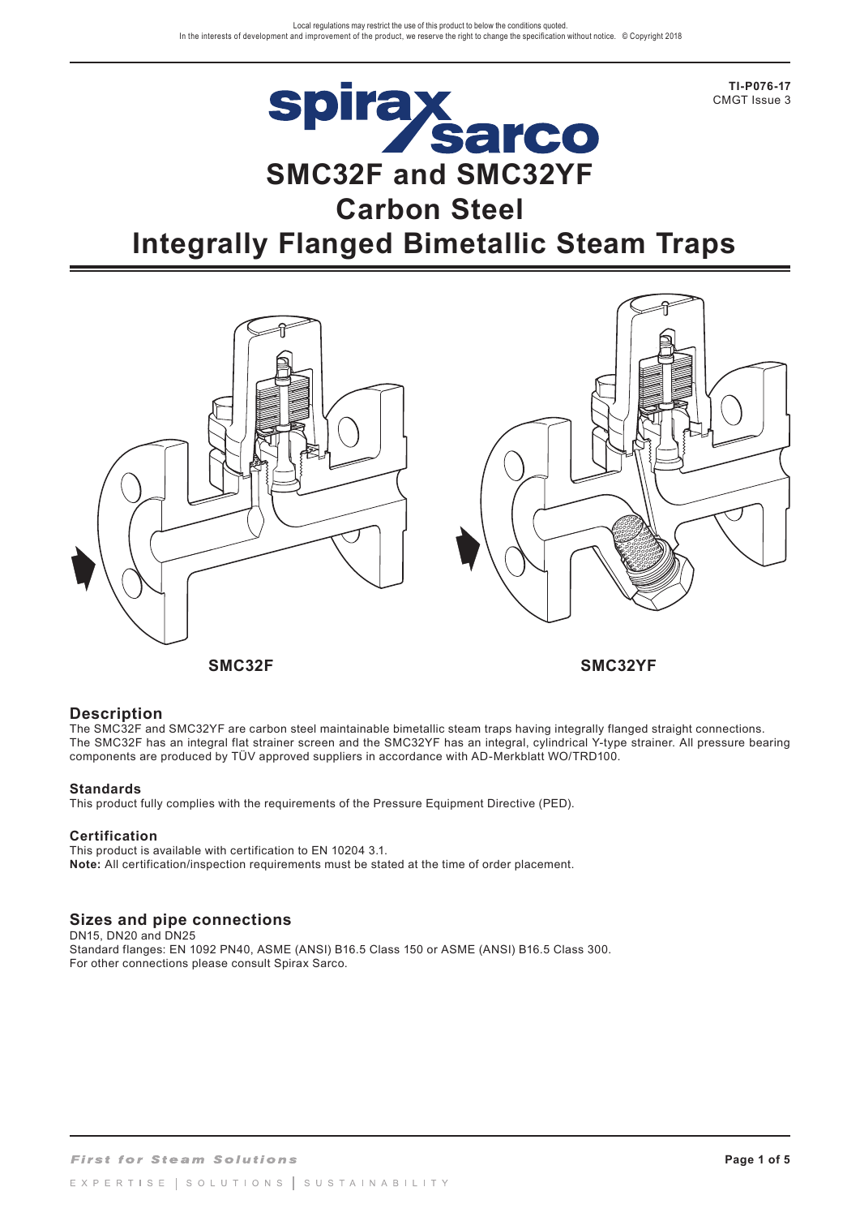Local regulations may restrict the use of this product to below the conditions quoted.
In the interests of development and improvement of the product, we reserve the right to change the specification without notice. © Copyright 2018

**TI-P076-17**
CMGT Issue 3

# SMC32F and SMC32YF Carbon Steel Integrally Flanged Bimetallic Steam Traps

SMC32F

SMC32YF

## Description

The SMC32F and SMC32YF are carbon steel maintainable bimetallic steam traps having integrally flanged straight connections. The SMC32F has an integral flat strainer screen and the SMC32YF has an integral, cylindrical Y-type strainer. All pressure bearing components are produced by TÜV approved suppliers in accordance with AD-Merkblatt WO/TRD100.

### Standards

This product fully complies with the requirements of the Pressure Equipment Directive (PED).

### Certification

This product is available with certification to EN 10204 3.1.
**Note:** All certification/inspection requirements must be stated at the time of order placement.

## Sizes and pipe connections

DN15, DN20 and DN25
Standard flanges: EN 1092 PN40, ASME (ANSI) B16.5 Class 150 or ASME (ANSI) B16.5 Class 300.
For other connections please consult Spirax Sarco.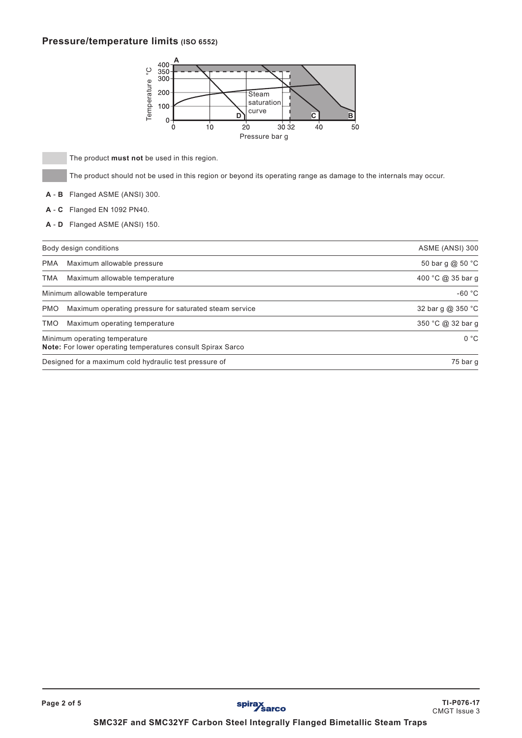## Pressure/temperature limits (ISO 6552)

The product **must not** be used in this region.

The product should not be used in this region or beyond its operating range as damage to the internals may occur.

**A - B** Flanged ASME (ANSI) 300.

**A - C** Flanged EN 1092 PN40.

**A - D** Flanged ASME (ANSI) 150.

| Body design conditions | | ASME (ANSI) 300 |
|---|---|---|
| PMA | Maximum allowable pressure | 50 bar g @ 50 °C |
| TMA | Maximum allowable temperature | 400 °C @ 35 bar g |
| Minimum allowable temperature | | -60 °C |
| PMO | Maximum operating pressure for saturated steam service | 32 bar g @ 350 °C |
| TMO | Maximum operating temperature | 350 °C @ 32 bar g |
| Minimum operating temperature<br>**Note:** For lower operating temperatures consult Spirax Sarco | | 0 °C |
| Designed for a maximum cold hydraulic test pressure of | | 75 bar g |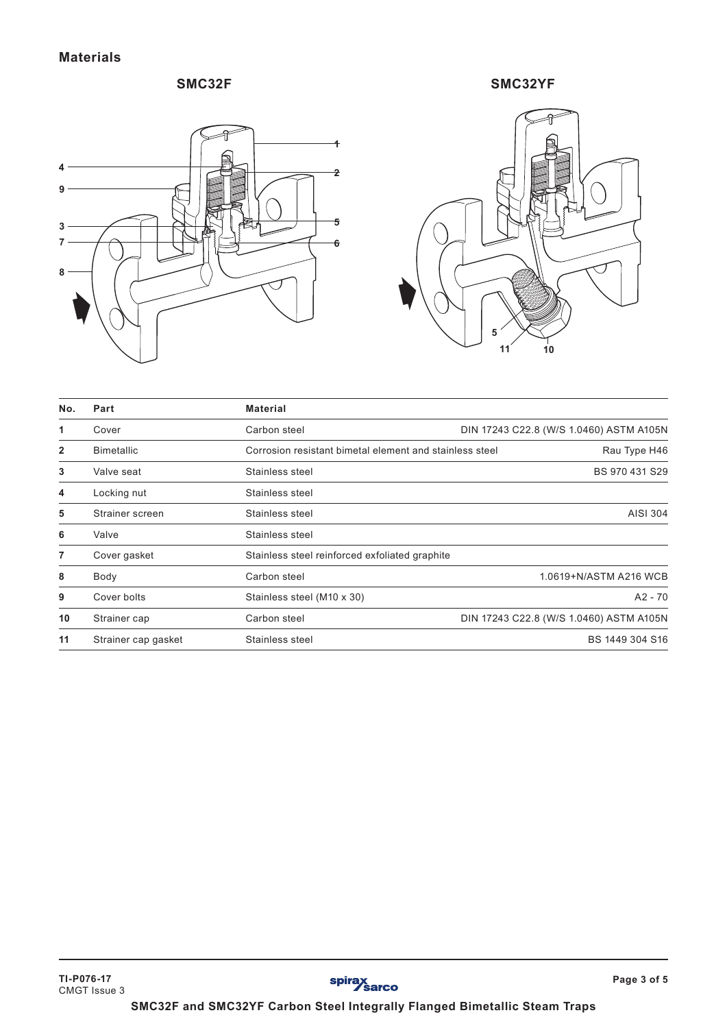## Materials

**SMC32F** **SMC32YF**

| No. | Part | Material | |
|---|---|---|---|
| 1 | Cover | Carbon steel | DIN 17243 C22.8 (W/S 1.0460) ASTM A105N |
| 2 | Bimetallic | Corrosion resistant bimetal element and stainless steel | Rau Type H46 |
| 3 | Valve seat | Stainless steel | BS 970 431 S29 |
| 4 | Locking nut | Stainless steel | |
| 5 | Strainer screen | Stainless steel | AISI 304 |
| 6 | Valve | Stainless steel | |
| 7 | Cover gasket | Stainless steel reinforced exfoliated graphite | |
| 8 | Body | Carbon steel | 1.0619+N/ASTM A216 WCB |
| 9 | Cover bolts | Stainless steel (M10 x 30) | A2 - 70 |
| 10 | Strainer cap | Carbon steel | DIN 17243 C22.8 (W/S 1.0460) ASTM A105N |
| 11 | Strainer cap gasket | Stainless steel | BS 1449 304 S16 |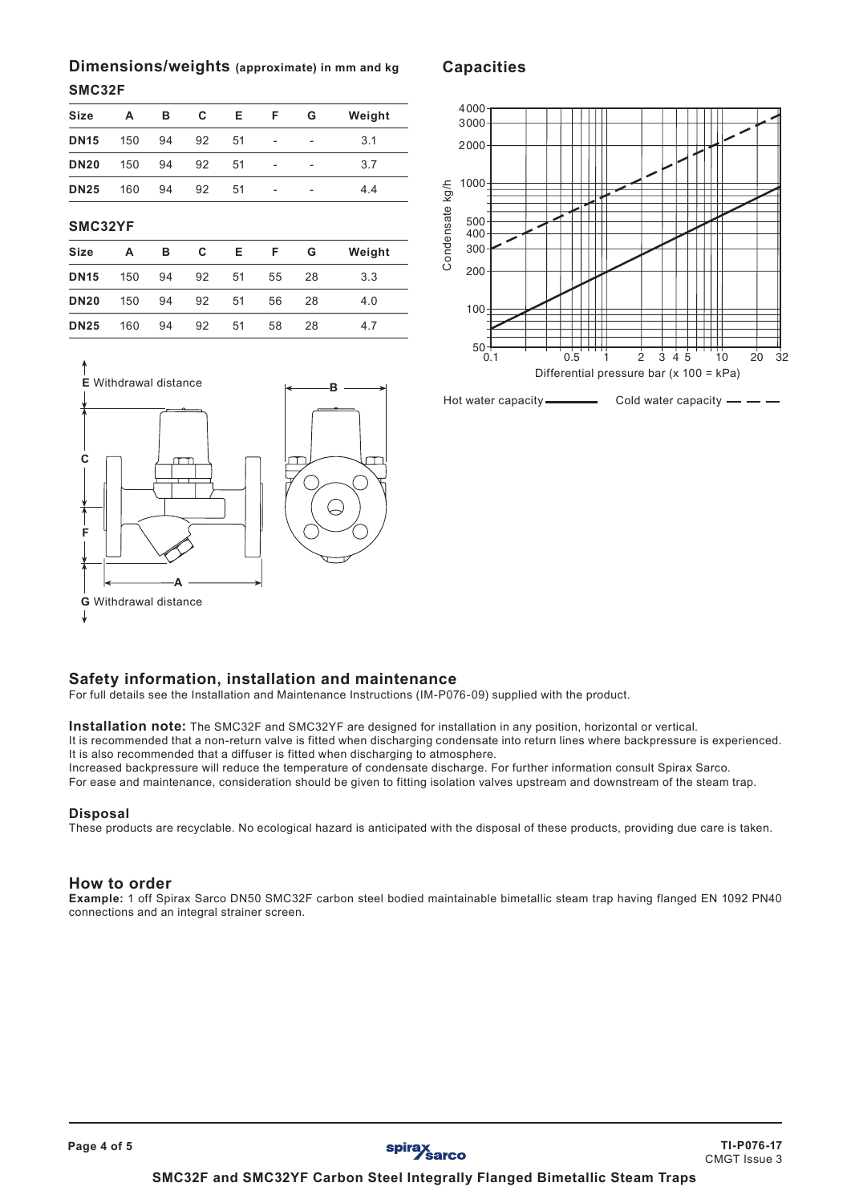## Dimensions/weights (approximate) in mm and kg

### SMC32F

| Size | A | B | C | E | F | G | Weight |
|---|---|---|---|---|---|---|---|
| **DN15** | 150 | 94 | 92 | 51 | - | - | 3.1 |
| **DN20** | 150 | 94 | 92 | 51 | - | - | 3.7 |
| **DN25** | 160 | 94 | 92 | 51 | - | - | 4.4 |

### SMC32YF

| Size | A | B | C | E | F | G | Weight |
|---|---|---|---|---|---|---|---|
| **DN15** | 150 | 94 | 92 | 51 | 55 | 28 | 3.3 |
| **DN20** | 150 | 94 | 92 | 51 | 56 | 28 | 4.0 |
| **DN25** | 160 | 94 | 92 | 51 | 58 | 28 | 4.7 |

E Withdrawal distance

G Withdrawal distance

## Capacities

Condensate kg/h

Differential pressure bar (x 100 = kPa)

Hot water capacity ——— Cold water capacity — — —

## Safety information, installation and maintenance

For full details see the Installation and Maintenance Instructions (IM-P076-09) supplied with the product.

**Installation note:** The SMC32F and SMC32YF are designed for installation in any position, horizontal or vertical.
It is recommended that a non-return valve is fitted when discharging condensate into return lines where backpressure is experienced.
It is also recommended that a diffuser is fitted when discharging to atmosphere.
Increased backpressure will reduce the temperature of condensate discharge. For further information consult Spirax Sarco.
For ease and maintenance, consideration should be given to fitting isolation valves upstream and downstream of the steam trap.

### Disposal

These products are recyclable. No ecological hazard is anticipated with the disposal of these products, providing due care is taken.

## How to order

**Example:** 1 off Spirax Sarco DN50 SMC32F carbon steel bodied maintainable bimetallic steam trap having flanged EN 1092 PN40 connections and an integral strainer screen.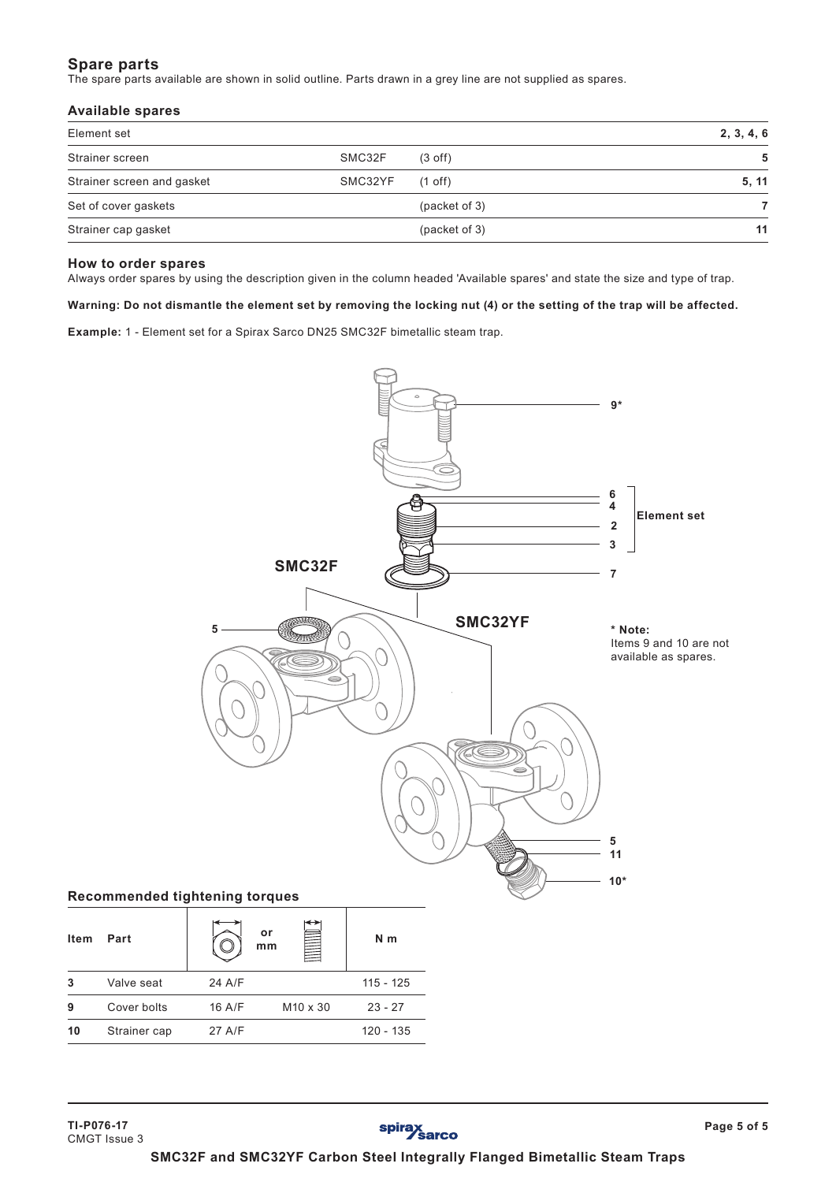## Spare parts

The spare parts available are shown in solid outline. Parts drawn in a grey line are not supplied as spares.

### Available spares

| | | | |
|---|---|---|---|
| Element set | | | **2, 3, 4, 6** |
| Strainer screen | SMC32F | (3 off) | **5** |
| Strainer screen and gasket | SMC32YF | (1 off) | **5, 11** |
| Set of cover gaskets | | (packet of 3) | **7** |
| Strainer cap gasket | | (packet of 3) | **11** |

### How to order spares

Always order spares by using the description given in the column headed 'Available spares' and state the size and type of trap.

**Warning: Do not dismantle the element set by removing the locking nut (4) or the setting of the trap will be affected.**

**Example:** 1 - Element set for a Spirax Sarco DN25 SMC32F bimetallic steam trap.

9*

6
4
2
3
Element set

SMC32F

7

5

SMC32YF

**\* Note:**
Items 9 and 10 are not available as spares.

5
11
10*

### Recommended tightening torques

| Item | Part | | or mm | N m |
|---|---|---|---|---|
| **3** | Valve seat | 24 A/F | | 115 - 125 |
| **9** | Cover bolts | 16 A/F | M10 x 30 | 23 - 27 |
| **10** | Strainer cap | 27 A/F | | 120 - 135 |